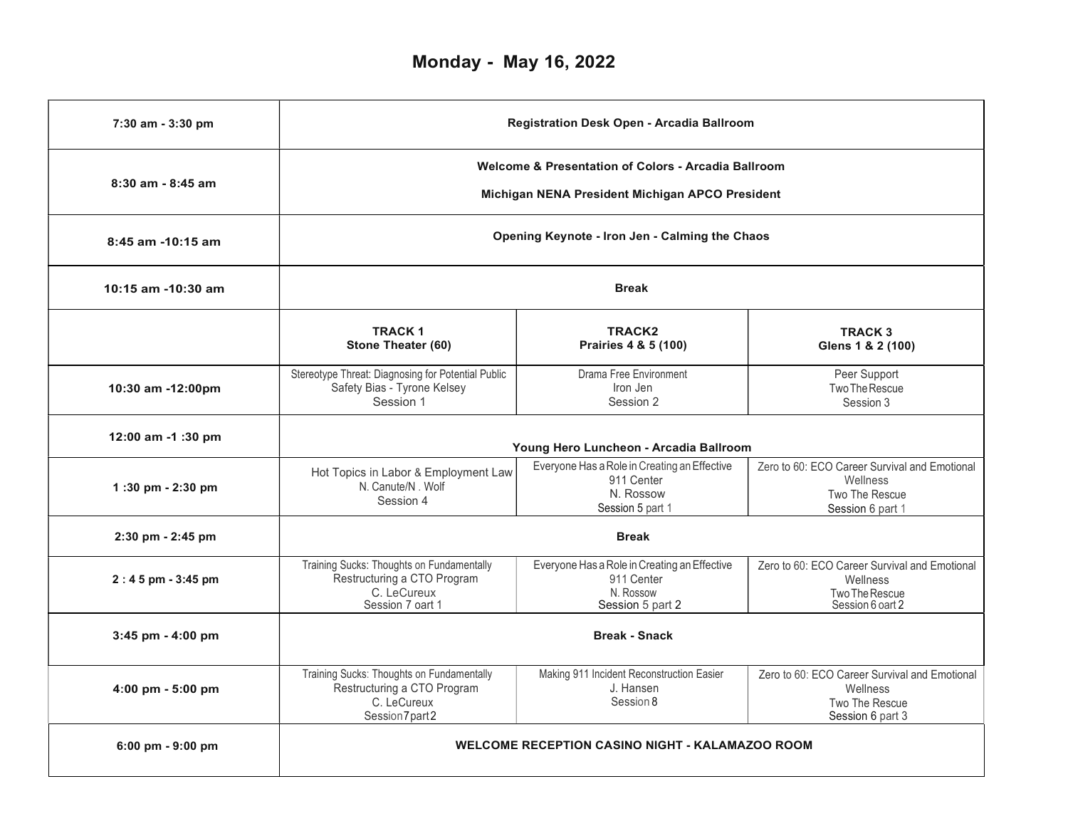# Monday - May 16, 2022

| | | | |
|---|---|---|---|
| 7:30 am - 3:30 pm | **Registration Desk Open - Arcadia Ballroom** | | |
| 8:30 am - 8:45 am | **Welcome & Presentation of Colors - Arcadia Ballroom**<br>**Michigan NENA President Michigan APCO President** | | |
| 8:45 am -10:15 am | **Opening Keynote - Iron Jen - Calming the Chaos** | | |
| 10:15 am -10:30 am | **Break** | | |
| | **TRACK 1**<br>**Stone Theater (60)** | **TRACK2**<br>**Prairies 4 & 5 (100)** | **TRACK 3**<br>**Glens 1 & 2 (100)** |
| 10:30 am -12:00pm | Stereotype Threat: Diagnosing for Potential Public Safety Bias - Tyrone Kelsey<br>Session 1 | Drama Free Environment<br>Iron Jen<br>Session 2 | Peer Support<br>Two The Rescue<br>Session 3 |
| 12:00 am -1 :30 pm | **Young Hero Luncheon - Arcadia Ballroom** | | |
| 1 :30 pm - 2:30 pm | Hot Topics in Labor & Employment Law<br>N. Canute/N . Wolf<br>Session 4 | Everyone Has a Role in Creating an Effective 911 Center<br>N. Rossow<br>Session 5 part 1 | Zero to 60: ECO Career Survival and Emotional Wellness<br>Two The Rescue<br>Session 6 part 1 |
| 2:30 pm - 2:45 pm | **Break** | | |
| 2 : 4 5 pm - 3:45 pm | Training Sucks: Thoughts on Fundamentally Restructuring a CTO Program<br>C. LeCureux<br>Session 7 oart 1 | Everyone Has a Role in Creating an Effective 911 Center<br>N. Rossow<br>Session 5 part 2 | Zero to 60: ECO Career Survival and Emotional Wellness<br>Two The Rescue<br>Session 6 oart 2 |
| 3:45 pm - 4:00 pm | **Break - Snack** | | |
| 4:00 pm - 5:00 pm | Training Sucks: Thoughts on Fundamentally Restructuring a CTO Program<br>C. LeCureux<br>Session 7 part 2 | Making 911 Incident Reconstruction Easier<br>J. Hansen<br>Session 8 | Zero to 60: ECO Career Survival and Emotional Wellness<br>Two The Rescue<br>Session 6 part 3 |
| 6:00 pm - 9:00 pm | **WELCOME RECEPTION CASINO NIGHT - KALAMAZOO ROOM** | | |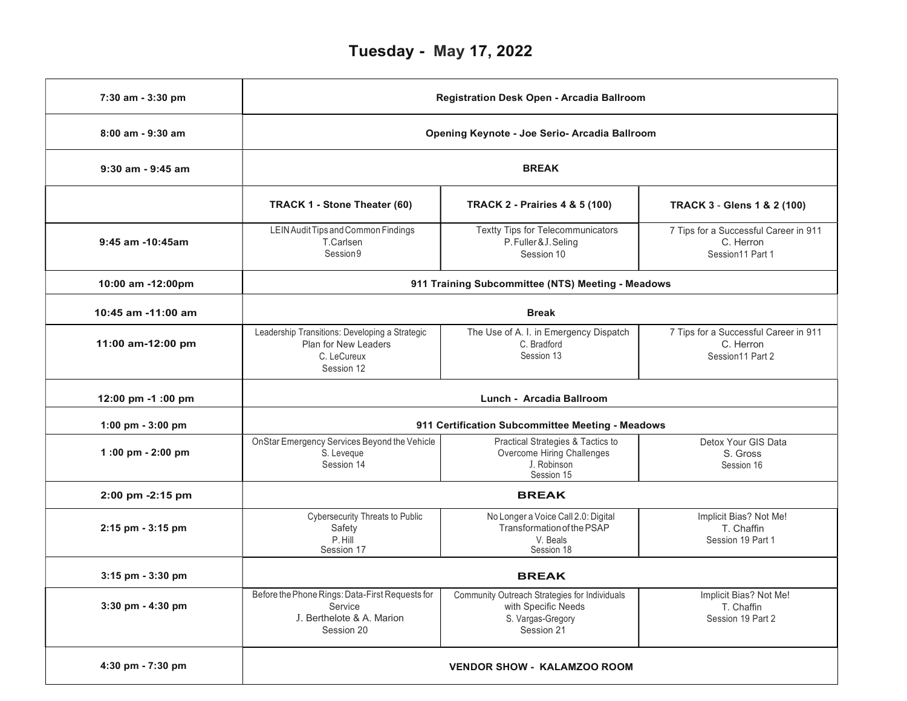# Tuesday - May 17, 2022

| | | | |
|---|---|---|---|
| 7:30 am - 3:30 pm | **Registration Desk Open - Arcadia Ballroom** | | |
| 8:00 am - 9:30 am | **Opening Keynote - Joe Serio- Arcadia Ballroom** | | |
| 9:30 am - 9:45 am | **BREAK** | | |
| | **TRACK 1 - Stone Theater (60)** | **TRACK 2 - Prairies 4 & 5 (100)** | **TRACK 3 - Glens 1 & 2 (100)** |
| 9:45 am -10:45am | LEIN Audit Tips and Common Findings<br>T.Carlsen<br>Session 9 | Textty Tips for Telecommunicators<br>P. Fuller & J. Seling<br>Session 10 | 7 Tips for a Successful Career in 911<br>C. Herron<br>Session11 Part 1 |
| 10:00 am -12:00pm | **911 Training Subcommittee (NTS) Meeting - Meadows** | | |
| 10:45 am -11:00 am | **Break** | | |
| 11:00 am-12:00 pm | Leadership Transitions: Developing a Strategic Plan for New Leaders<br>C. LeCureux<br>Session 12 | The Use of A. I. in Emergency Dispatch<br>C. Bradford<br>Session 13 | 7 Tips for a Successful Career in 911<br>C. Herron<br>Session11 Part 2 |
| 12:00 pm -1 :00 pm | **Lunch - Arcadia Ballroom** | | |
| 1:00 pm - 3:00 pm | **911 Certification Subcommittee Meeting - Meadows** | | |
| 1 :00 pm - 2:00 pm | OnStar Emergency Services Beyond the Vehicle<br>S. Leveque<br>Session 14 | Practical Strategies & Tactics to Overcome Hiring Challenges<br>J. Robinson<br>Session 15 | Detox Your GIS Data<br>S. Gross<br>Session 16 |
| 2:00 pm -2:15 pm | **BREAK** | | |
| 2:15 pm - 3:15 pm | Cybersecurity Threats to Public Safety<br>P. Hill<br>Session 17 | No Longer a Voice Call 2.0: Digital Transformation of the PSAP<br>V. Beals<br>Session 18 | Implicit Bias? Not Me!<br>T. Chaffin<br>Session 19 Part 1 |
| 3:15 pm - 3:30 pm | **BREAK** | | |
| 3:30 pm - 4:30 pm | Before the Phone Rings: Data-First Requests for Service<br>J. Berthelote & A. Marion<br>Session 20 | Community Outreach Strategies for Individuals with Specific Needs<br>S. Vargas-Gregory<br>Session 21 | Implicit Bias? Not Me!<br>T. Chaffin<br>Session 19 Part 2 |
| 4:30 pm - 7:30 pm | **VENDOR SHOW - KALAMZOO ROOM** | | |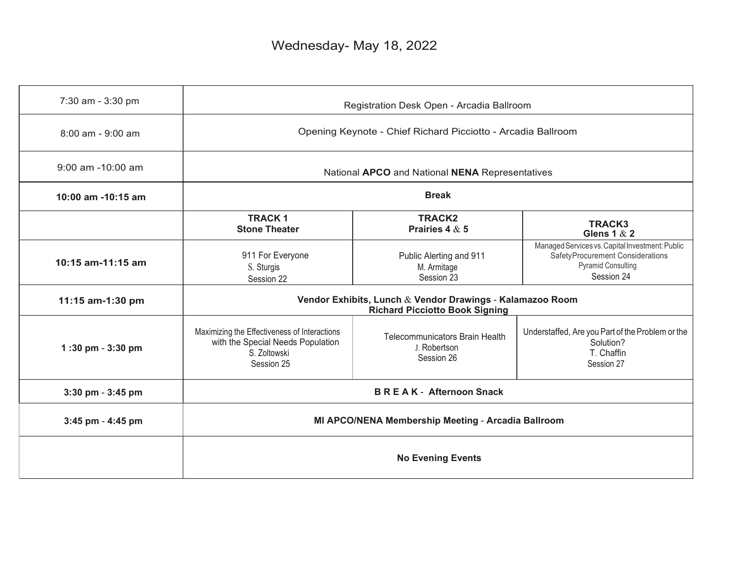# Wednesday- May 18, 2022

| | | | |
|---|---|---|---|
| 7:30 am - 3:30 pm | Registration Desk Open - Arcadia Ballroom | | |
| 8:00 am - 9:00 am | Opening Keynote - Chief Richard Picciotto - Arcadia Ballroom | | |
| 9:00 am -10:00 am | National **APCO** and National **NENA** Representatives | | |
| **10:00 am -10:15 am** | **Break** | | |
| | **TRACK 1**<br>**Stone Theater** | **TRACK2**<br>**Prairies 4 & 5** | **TRACK3**<br>**Glens 1 & 2** |
| **10:15 am-11:15 am** | 911 For Everyone<br>S. Sturgis<br>Session 22 | Public Alerting and 911<br>M. Armitage<br>Session 23 | Managed Services vs. Capital Investment: Public Safety Procurement Considerations<br>Pyramid Consulting<br>Session 24 |
| **11:15 am-1:30 pm** | **Vendor Exhibits, Lunch & Vendor Drawings - Kalamazoo Room**<br>**Richard Picciotto Book Signing** | | |
| **1 :30 pm - 3:30 pm** | Maximizing the Effectiveness of Interactions with the Special Needs Population<br>S. Zoltowski<br>Session 25 | Telecommunicators Brain Health<br>J. Robertson<br>Session 26 | Understaffed, Are you Part of the Problem or the Solution?<br>T. Chaffin<br>Session 27 |
| **3:30 pm - 3:45 pm** | **B R E A K - Afternoon Snack** | | |
| **3:45 pm - 4:45 pm** | **MI APCO/NENA Membership Meeting - Arcadia Ballroom** | | |
| | **No Evening Events** | | |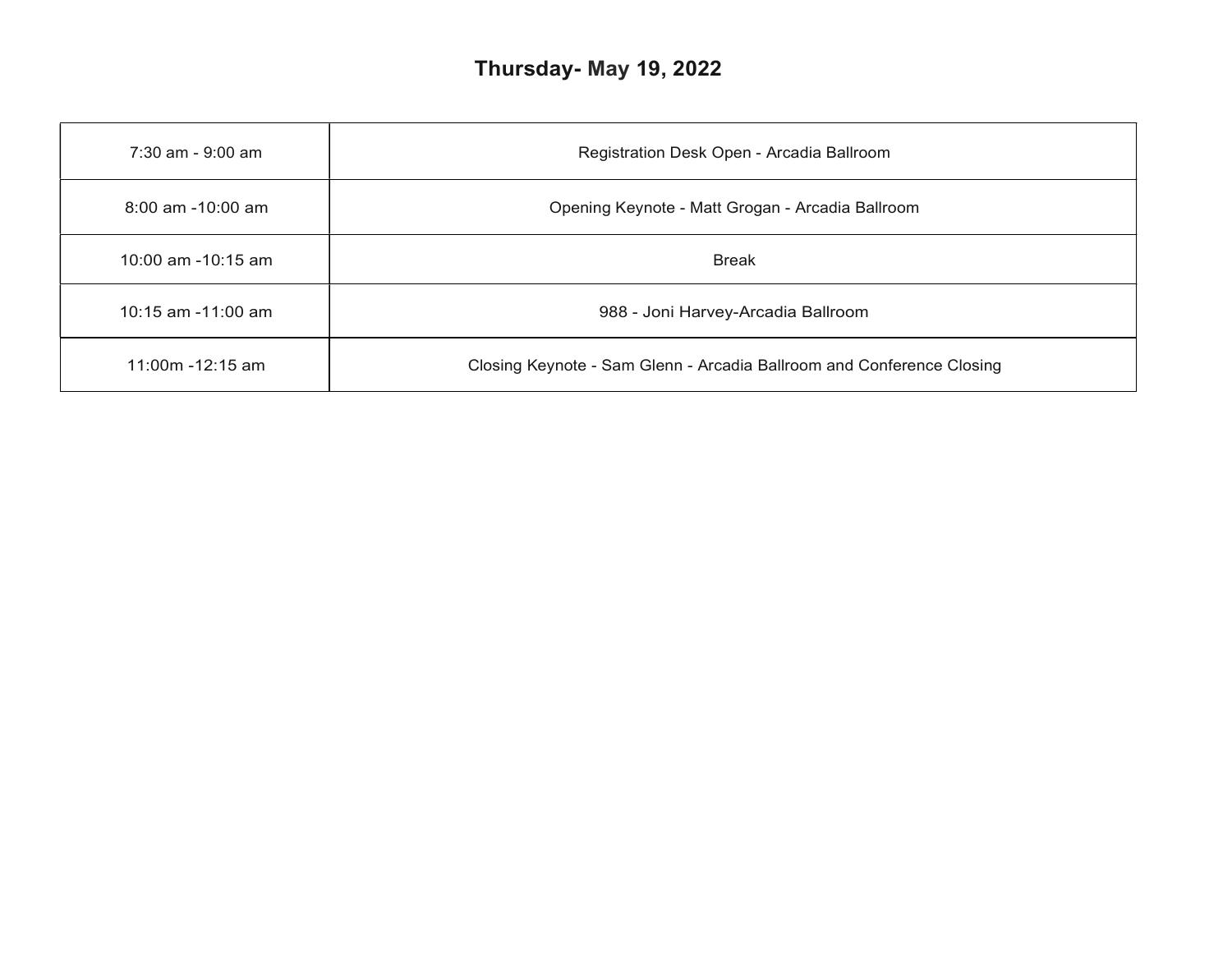## Thursday- May 19, 2022

| | |
|---|---|
| 7:30 am - 9:00 am | Registration Desk Open - Arcadia Ballroom |
| 8:00 am -10:00 am | Opening Keynote - Matt Grogan - Arcadia Ballroom |
| 10:00 am -10:15 am | Break |
| 10:15 am -11:00 am | 988 - Joni Harvey-Arcadia Ballroom |
| 11:00m -12:15 am | Closing Keynote - Sam Glenn - Arcadia Ballroom and Conference Closing |